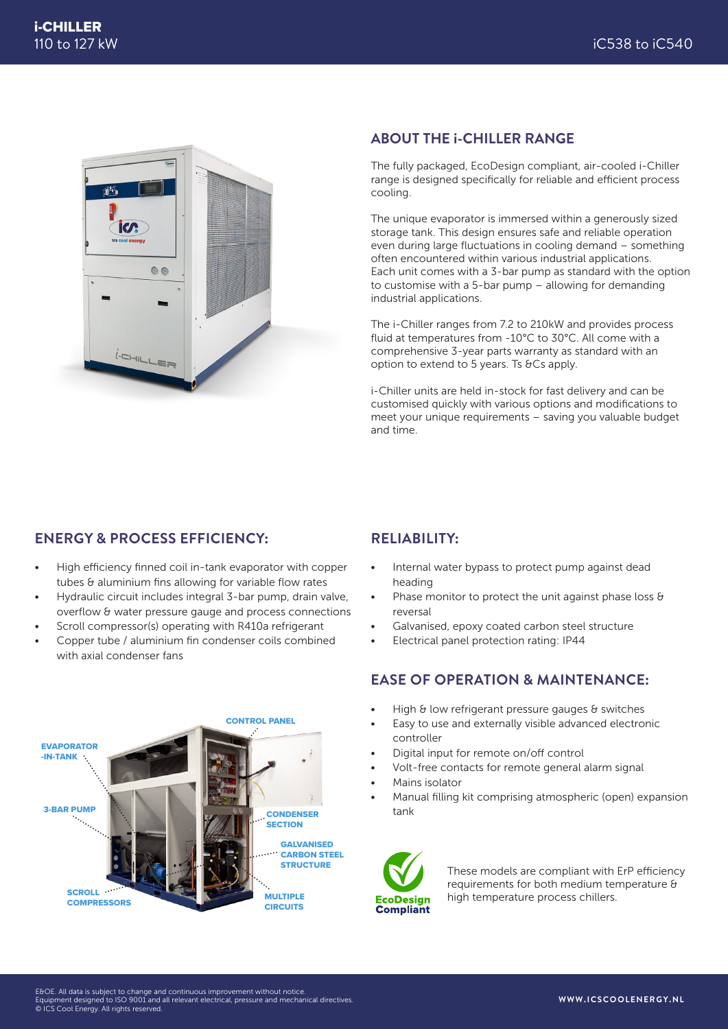# i-CHILLER
110 to 127 kW

iC538 to iC540

## ABOUT THE i-CHILLER RANGE

The fully packaged, EcoDesign compliant, air-cooled i-Chiller range is designed specifically for reliable and efficient process cooling.

The unique evaporator is immersed within a generously sized storage tank. This design ensures safe and reliable operation even during large fluctuations in cooling demand – something often encountered within various industrial applications. Each unit comes with a 3-bar pump as standard with the option to customise with a 5-bar pump – allowing for demanding industrial applications.

The i-Chiller ranges from 7.2 to 210kW and provides process fluid at temperatures from -10°C to 30°C. All come with a comprehensive 3-year parts warranty as standard with an option to extend to 5 years. Ts &Cs apply.

i-Chiller units are held in-stock for fast delivery and can be customised quickly with various options and modifications to meet your unique requirements – saving you valuable budget and time.

## ENERGY & PROCESS EFFICIENCY:

- High efficiency finned coil in-tank evaporator with copper tubes & aluminium fins allowing for variable flow rates
- Hydraulic circuit includes integral 3-bar pump, drain valve, overflow & water pressure gauge and process connections
- Scroll compressor(s) operating with R410a refrigerant
- Copper tube / aluminium fin condenser coils combined with axial condenser fans

EVAPORATOR -IN-TANK

3-BAR PUMP

SCROLL COMPRESSORS

CONTROL PANEL

CONDENSER SECTION

GALVANISED CARBON STEEL STRUCTURE

MULTIPLE CIRCUITS

## RELIABILITY:

- Internal water bypass to protect pump against dead heading
- Phase monitor to protect the unit against phase loss & reversal
- Galvanised, epoxy coated carbon steel structure
- Electrical panel protection rating: IP44

## EASE OF OPERATION & MAINTENANCE:

- High & low refrigerant pressure gauges & switches
- Easy to use and externally visible advanced electronic controller
- Digital input for remote on/off control
- Volt-free contacts for remote general alarm signal
- Mains isolator
- Manual filling kit comprising atmospheric (open) expansion tank

EcoDesign Compliant

These models are compliant with ErP efficiency requirements for both medium temperature & high temperature process chillers.

E&OE. All data is subject to change and continuous improvement without notice.
Equipment designed to ISO 9001 and all relevant electrical, pressure and mechanical directives.
© ICS Cool Energy. All rights reserved.

WWW.ICSCOOLENERGY.NL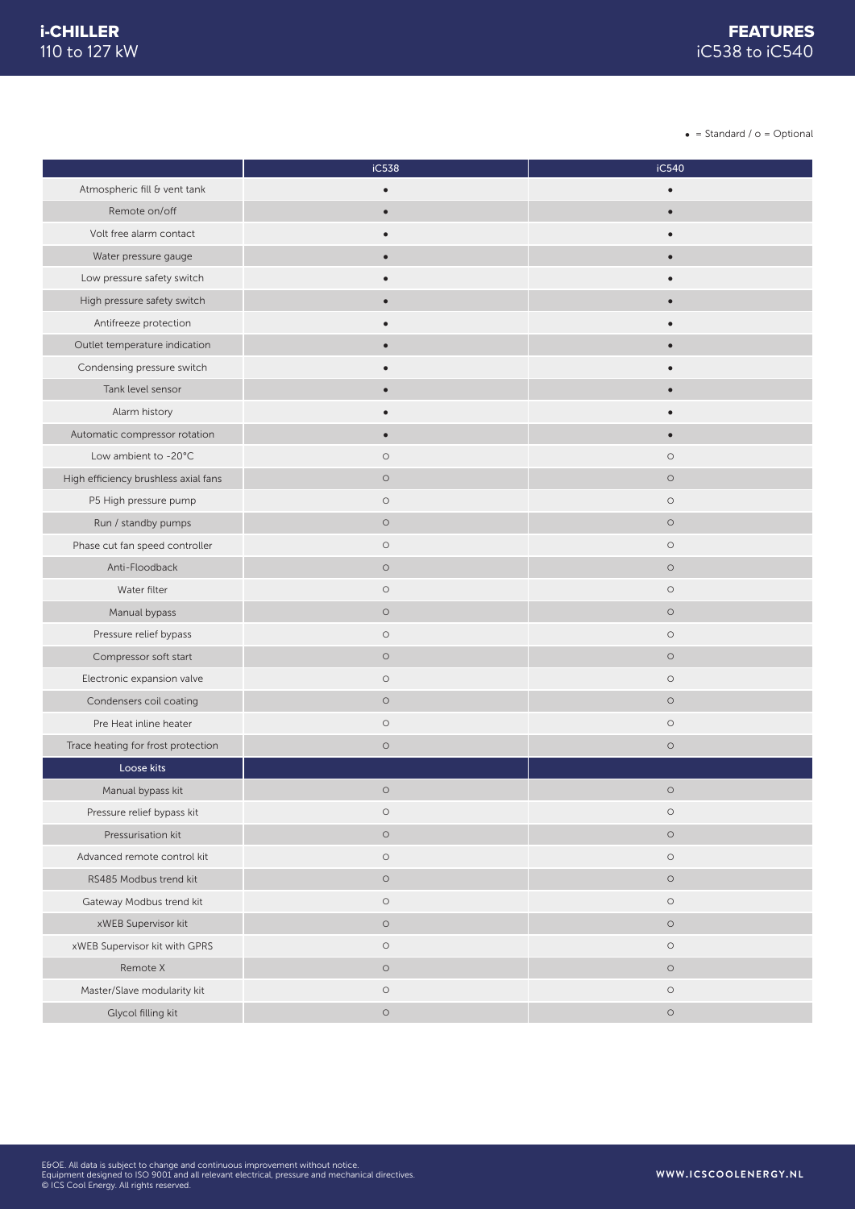# i-CHILLER
110 to 127 kW

# FEATURES
iC538 to iC540

• = Standard / o = Optional

| | iC538 | iC540 |
|---|---|---|
| Atmospheric fill & vent tank | • | • |
| Remote on/off | • | • |
| Volt free alarm contact | • | • |
| Water pressure gauge | • | • |
| Low pressure safety switch | • | • |
| High pressure safety switch | • | • |
| Antifreeze protection | • | • |
| Outlet temperature indication | • | • |
| Condensing pressure switch | • | • |
| Tank level sensor | • | • |
| Alarm history | • | • |
| Automatic compressor rotation | • | • |
| Low ambient to -20°C | o | o |
| High efficiency brushless axial fans | o | o |
| P5 High pressure pump | o | o |
| Run / standby pumps | o | o |
| Phase cut fan speed controller | o | o |
| Anti-Floodback | o | o |
| Water filter | o | o |
| Manual bypass | o | o |
| Pressure relief bypass | o | o |
| Compressor soft start | o | o |
| Electronic expansion valve | o | o |
| Condensers coil coating | o | o |
| Pre Heat inline heater | o | o |
| Trace heating for frost protection | o | o |
| **Loose kits** | | |
| Manual bypass kit | o | o |
| Pressure relief bypass kit | o | o |
| Pressurisation kit | o | o |
| Advanced remote control kit | o | o |
| RS485 Modbus trend kit | o | o |
| Gateway Modbus trend kit | o | o |
| xWEB Supervisor kit | o | o |
| xWEB Supervisor kit with GPRS | o | o |
| Remote X | o | o |
| Master/Slave modularity kit | o | o |
| Glycol filling kit | o | o |

E&OE. All data is subject to change and continuous improvement without notice.
Equipment designed to ISO 9001 and all relevant electrical, pressure and mechanical directives.
© ICS Cool Energy. All rights reserved.

WWW.ICSCOOLENERGY.NL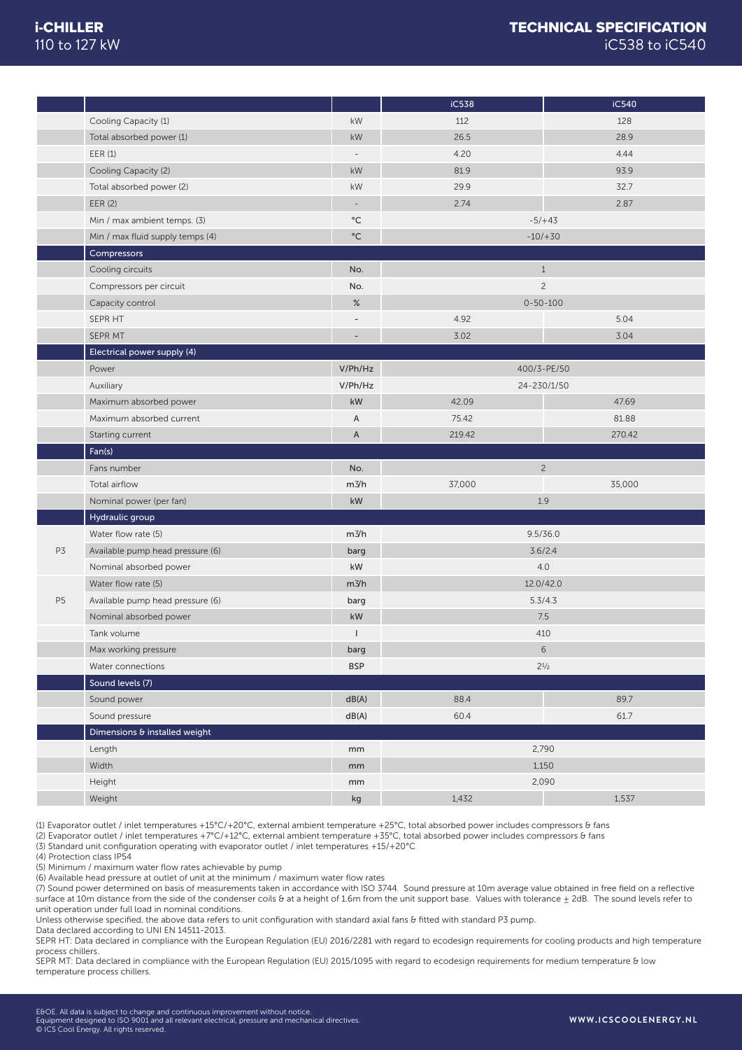# i-CHILLER
110 to 127 kW

# TECHNICAL SPECIFICATION
iC538 to iC540

| | | | iC538 | iC540 |
|---|---|---|---|---|
| | Cooling Capacity (1) | kW | 112 | 128 |
| | Total absorbed power (1) | kW | 26.5 | 28.9 |
| | EER (1) | - | 4.20 | 4.44 |
| | Cooling Capacity (2) | kW | 81.9 | 93.9 |
| | Total absorbed power (2) | kW | 29.9 | 32.7 |
| | EER (2) | - | 2.74 | 2.87 |
| | Min / max ambient temps. (3) | °C | -5/+43 | |
| | Min / max fluid supply temps (4) | °C | -10/+30 | |
| | **Compressors** | | | |
| | Cooling circuits | No. | 1 | |
| | Compressors per circuit | No. | 2 | |
| | Capacity control | % | 0-50-100 | |
| | SEPR HT | - | 4.92 | 5.04 |
| | SEPR MT | - | 3.02 | 3.04 |
| | **Electrical power supply (4)** | | | |
| | Power | V/Ph/Hz | 400/3-PE/50 | |
| | Auxiliary | V/Ph/Hz | 24-230/1/50 | |
| | Maximum absorbed power | kW | 42.09 | 47.69 |
| | Maximum absorbed current | A | 75.42 | 81.88 |
| | Starting current | A | 219.42 | 270.42 |
| | **Fan(s)** | | | |
| | Fans number | No. | 2 | |
| | Total airflow | m³/h | 37,000 | 35,000 |
| | Nominal power (per fan) | kW | 1.9 | |
| | **Hydraulic group** | | | |
| P3 | Water flow rate (5) | m³/h | 9.5/36.0 | |
| P3 | Available pump head pressure (6) | barg | 3.6/2.4 | |
| P3 | Nominal absorbed power | kW | 4.0 | |
| P5 | Water flow rate (5) | m³/h | 12.0/42.0 | |
| P5 | Available pump head pressure (6) | barg | 5.3/4.3 | |
| P5 | Nominal absorbed power | kW | 7.5 | |
| | Tank volume | l | 410 | |
| | Max working pressure | barg | 6 | |
| | Water connections | BSP | 2½ | |
| | **Sound levels (7)** | | | |
| | Sound power | dB(A) | 88.4 | 89.7 |
| | Sound pressure | dB(A) | 60.4 | 61.7 |
| | **Dimensions & installed weight** | | | |
| | Length | mm | 2,790 | |
| | Width | mm | 1,150 | |
| | Height | mm | 2,090 | |
| | Weight | kg | 1,432 | 1,537 |

(1) Evaporator outlet / inlet temperatures +15°C/+20°C, external ambient temperature +25°C, total absorbed power includes compressors & fans
(2) Evaporator outlet / inlet temperatures +7°C/+12°C, external ambient temperature +35°C, total absorbed power includes compressors & fans
(3) Standard unit configuration operating with evaporator outlet / inlet temperatures +15/+20°C
(4) Protection class IP54
(5) Minimum / maximum water flow rates achievable by pump
(6) Available head pressure at outlet of unit at the minimum / maximum water flow rates
(7) Sound power determined on basis of measurements taken in accordance with ISO 3744. Sound pressure at 10m average value obtained in free field on a reflective surface at 10m distance from the side of the condenser coils & at a height of 1.6m from the unit support base. Values with tolerance ± 2dB. The sound levels refer to unit operation under full load in nominal conditions.
Unless otherwise specified, the above data refers to unit configuration with standard axial fans & fitted with standard P3 pump.
Data declared according to UNI EN 14511-2013.
SEPR HT: Data declared in compliance with the European Regulation (EU) 2016/2281 with regard to ecodesign requirements for cooling products and high temperature process chillers.
SEPR MT: Data declared in compliance with the European Regulation (EU) 2015/1095 with regard to ecodesign requirements for medium temperature & low temperature process chillers.

E&OE. All data is subject to change and continuous improvement without notice.
Equipment designed to ISO 9001 and all relevant electrical, pressure and mechanical directives.
© ICS Cool Energy. All rights reserved.

WWW.ICSCOOLENERGY.NL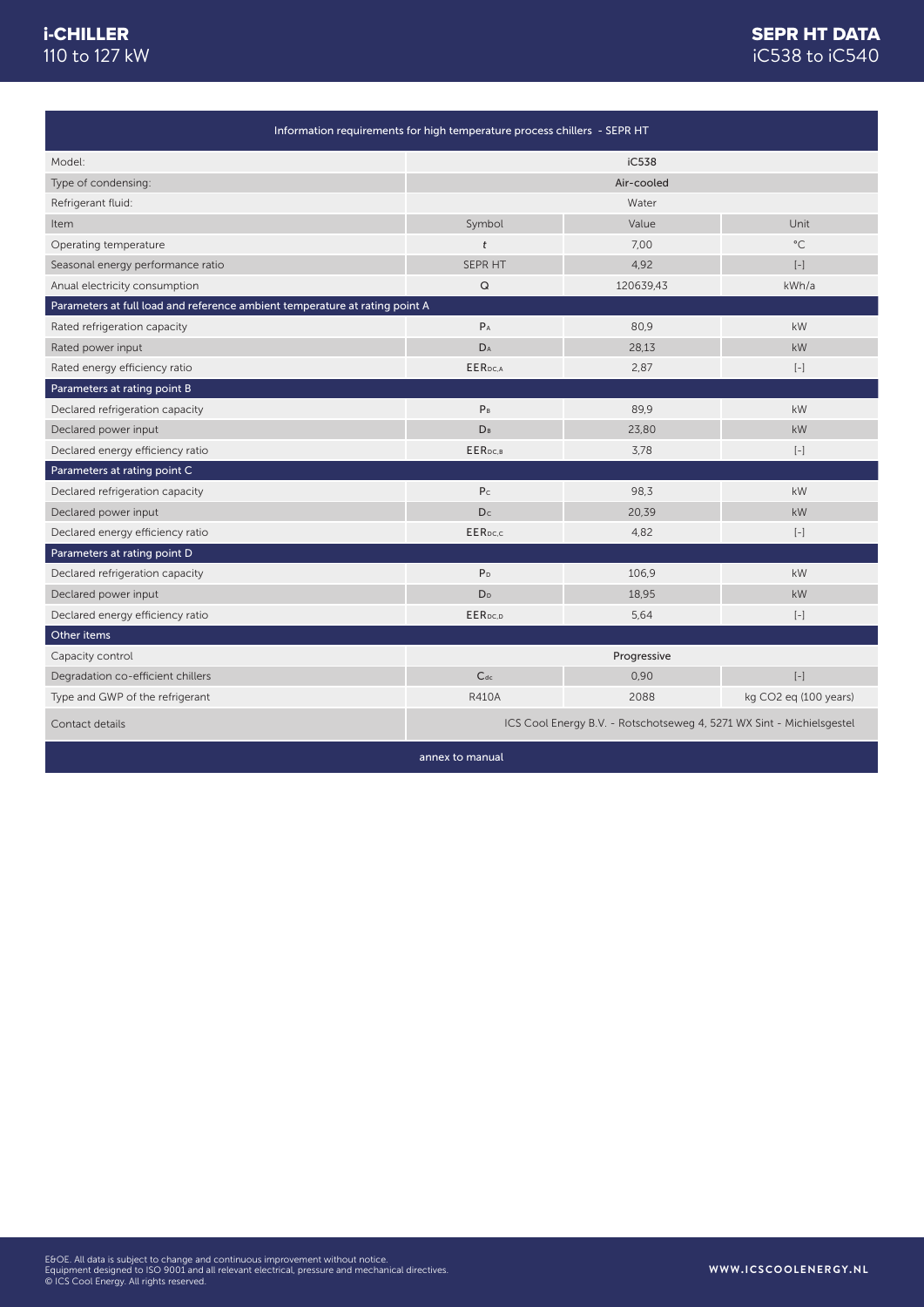# i-CHILLER
110 to 127 kW

# SEPR HT DATA
iC538 to iC540

| Information requirements for high temperature process chillers - SEPR HT | | | |
|---|---|---|---|
| Model: | iC538 | | |
| Type of condensing: | Air-cooled | | |
| Refrigerant fluid: | Water | | |
| Item | Symbol | Value | Unit |
| Operating temperature | $t$ | 7,00 | °C |
| Seasonal energy performance ratio | SEPR HT | 4,92 | [-] |
| Anual electricity consumption | Q | 120639,43 | kWh/a |
| **Parameters at full load and reference ambient temperature at rating point A** | | | |
| Rated refrigeration capacity | $P_A$ | 80,9 | kW |
| Rated power input | $D_A$ | 28,13 | kW |
| Rated energy efficiency ratio | $EER_{DC,A}$ | 2,87 | [-] |
| **Parameters at rating point B** | | | |
| Declared refrigeration capacity | $P_B$ | 89,9 | kW |
| Declared power input | $D_B$ | 23,80 | kW |
| Declared energy efficiency ratio | $EER_{DC,B}$ | 3,78 | [-] |
| **Parameters at rating point C** | | | |
| Declared refrigeration capacity | $P_C$ | 98,3 | kW |
| Declared power input | $D_C$ | 20,39 | kW |
| Declared energy efficiency ratio | $EER_{DC,C}$ | 4,82 | [-] |
| **Parameters at rating point D** | | | |
| Declared refrigeration capacity | $P_D$ | 106,9 | kW |
| Declared power input | $D_D$ | 18,95 | kW |
| Declared energy efficiency ratio | $EER_{DC,D}$ | 5,64 | [-] |
| **Other items** | | | |
| Capacity control | Progressive | | |
| Degradation co-efficient chillers | $C_{dc}$ | 0,90 | [-] |
| Type and GWP of the refrigerant | R410A | 2088 | kg $CO_2$ eq (100 years) |
| Contact details | ICS Cool Energy B.V. - Rotschotseweg 4, 5271 WX Sint - Michielsgestel | | |
| annex to manual | | | |

E&OE. All data is subject to change and continuous improvement without notice.
Equipment designed to ISO 9001 and all relevant electrical, pressure and mechanical directives.
© ICS Cool Energy. All rights reserved.

WWW.ICSCOOLENERGY.NL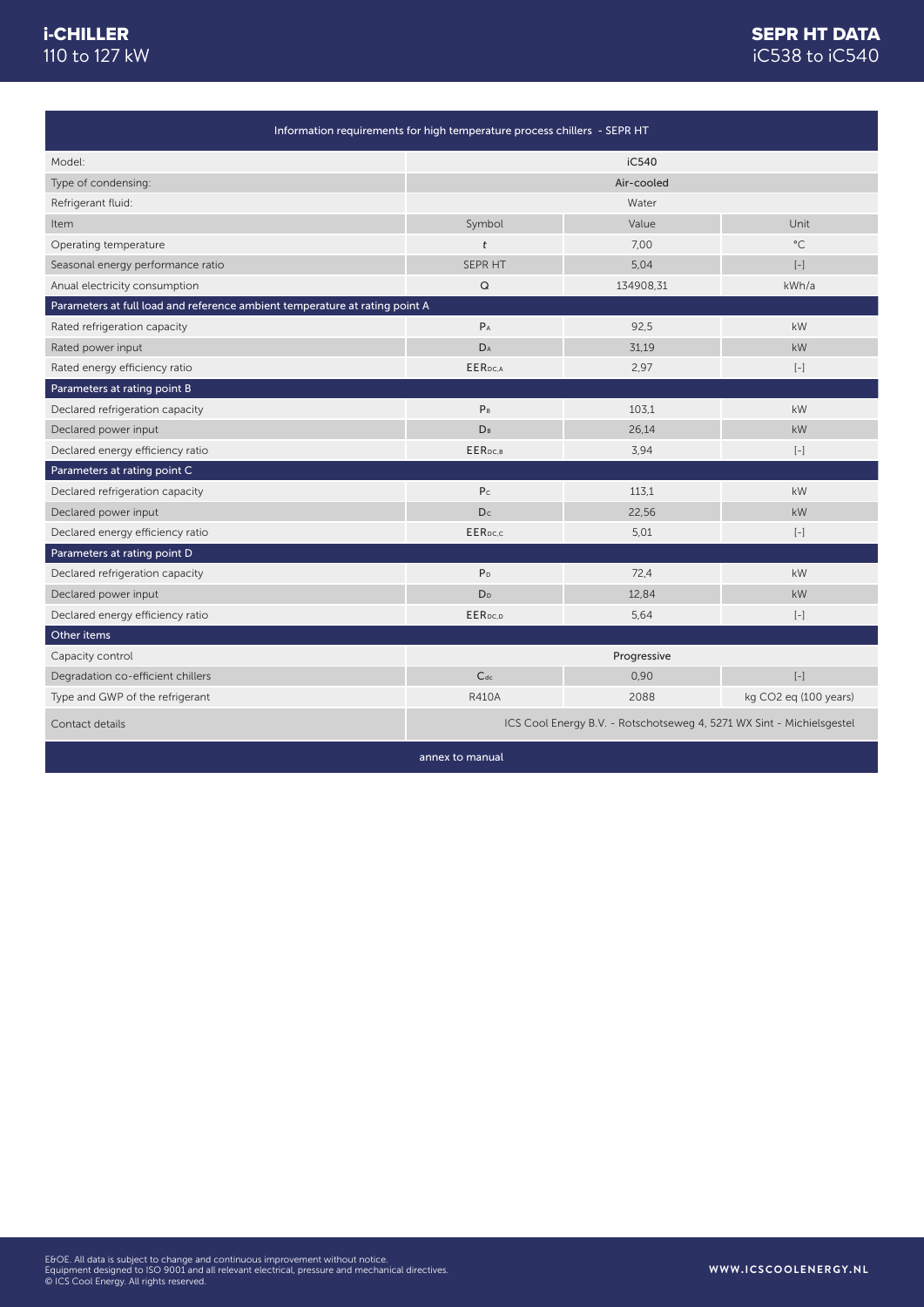# i-CHILLER
110 to 127 kW

# SEPR HT DATA
iC538 to iC540

| Information requirements for high temperature process chillers - SEPR HT | | | |
|---|---|---|---|
| Model: | iC540 | | |
| Type of condensing: | Air-cooled | | |
| Refrigerant fluid: | Water | | |
| Item | Symbol | Value | Unit |
| Operating temperature | $t$ | 7,00 | °C |
| Seasonal energy performance ratio | SEPR HT | 5,04 | [-] |
| Anual electricity consumption | Q | 134908,31 | kWh/a |
| **Parameters at full load and reference ambient temperature at rating point A** | | | |
| Rated refrigeration capacity | $P_A$ | 92,5 | kW |
| Rated power input | $D_A$ | 31,19 | kW |
| Rated energy efficiency ratio | $EER_{DC,A}$ | 2,97 | [-] |
| **Parameters at rating point B** | | | |
| Declared refrigeration capacity | $P_B$ | 103,1 | kW |
| Declared power input | $D_B$ | 26,14 | kW |
| Declared energy efficiency ratio | $EER_{DC,B}$ | 3,94 | [-] |
| **Parameters at rating point C** | | | |
| Declared refrigeration capacity | $P_C$ | 113,1 | kW |
| Declared power input | $D_C$ | 22,56 | kW |
| Declared energy efficiency ratio | $EER_{DC,C}$ | 5,01 | [-] |
| **Parameters at rating point D** | | | |
| Declared refrigeration capacity | $P_D$ | 72,4 | kW |
| Declared power input | $D_D$ | 12,84 | kW |
| Declared energy efficiency ratio | $EER_{DC,D}$ | 5,64 | [-] |
| **Other items** | | | |
| Capacity control | Progressive | | |
| Degradation co-efficient chillers | $C_{dc}$ | 0,90 | [-] |
| Type and GWP of the refrigerant | R410A | 2088 | kg $CO_2$ eq (100 years) |
| Contact details | ICS Cool Energy B.V. - Rotschotseweg 4, 5271 WX Sint - Michielsgestel | | |

annex to manual

E&OE. All data is subject to change and continuous improvement without notice.
Equipment designed to ISO 9001 and all relevant electrical, pressure and mechanical directives.
© ICS Cool Energy. All rights reserved.

WWW.ICSCOOLENERGY.NL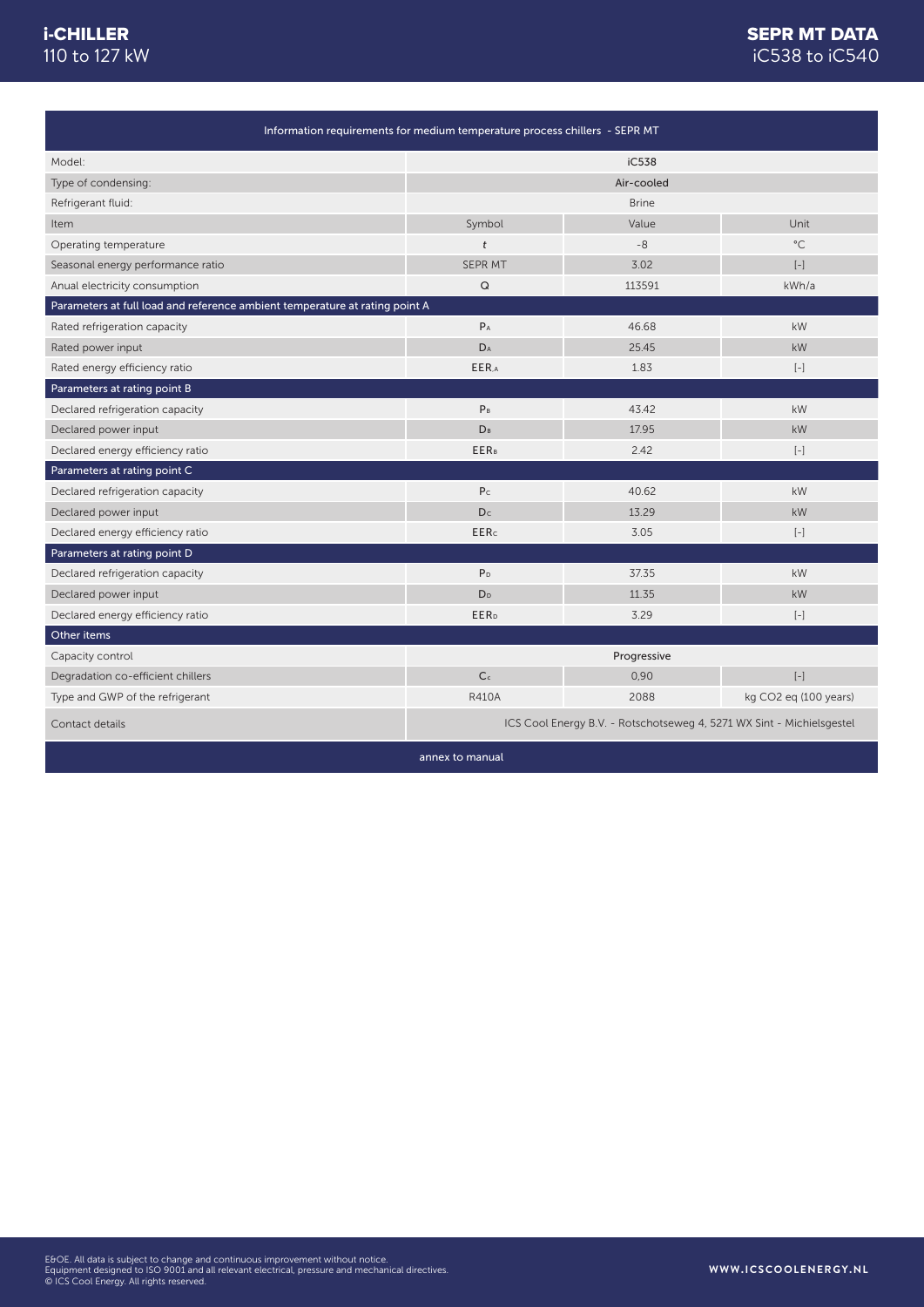# i-CHILLER
110 to 127 kW

# SEPR MT DATA
iC538 to iC540

| Information requirements for medium temperature process chillers - SEPR MT | | | |
|---|---|---|---|
| Model: | iC538 | | |
| Type of condensing: | Air-cooled | | |
| Refrigerant fluid: | Brine | | |
| Item | Symbol | Value | Unit |
| Operating temperature | $t$ | -8 | °C |
| Seasonal energy performance ratio | SEPR MT | 3.02 | [-] |
| Anual electricity consumption | Q | 113591 | kWh/a |
| **Parameters at full load and reference ambient temperature at rating point A** | | | |
| Rated refrigeration capacity | $P_A$ | 46.68 | kW |
| Rated power input | $D_A$ | 25.45 | kW |
| Rated energy efficiency ratio | $EER_{A}$ | 1.83 | [-] |
| **Parameters at rating point B** | | | |
| Declared refrigeration capacity | $P_B$ | 43.42 | kW |
| Declared power input | $D_B$ | 17.95 | kW |
| Declared energy efficiency ratio | $EER_B$ | 2.42 | [-] |
| **Parameters at rating point C** | | | |
| Declared refrigeration capacity | $P_C$ | 40.62 | kW |
| Declared power input | $D_C$ | 13.29 | kW |
| Declared energy efficiency ratio | $EER_C$ | 3.05 | [-] |
| **Parameters at rating point D** | | | |
| Declared refrigeration capacity | $P_D$ | 37.35 | kW |
| Declared power input | $D_D$ | 11.35 | kW |
| Declared energy efficiency ratio | $EER_D$ | 3.29 | [-] |
| **Other items** | | | |
| Capacity control | Progressive | | |
| Degradation co-efficient chillers | $C_c$ | 0,90 | [-] |
| Type and GWP of the refrigerant | R410A | 2088 | kg $CO_2$ eq (100 years) |
| Contact details | ICS Cool Energy B.V. - Rotschotseweg 4, 5271 WX Sint - Michielsgestel | | |

annex to manual

E&OE. All data is subject to change and continuous improvement without notice.
Equipment designed to ISO 9001 and all relevant electrical, pressure and mechanical directives.
© ICS Cool Energy. All rights reserved.

WWW.ICSCOOLENERGY.NL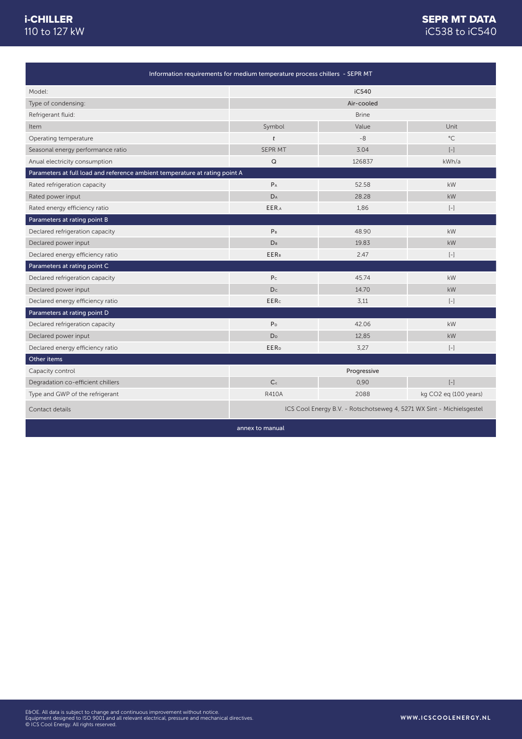# i-CHILLER
110 to 127 kW

# SEPR MT DATA
iC538 to iC540

| Information requirements for medium temperature process chillers - SEPR MT | | | |
|---|---|---|---|
| Model: | iC540 | | |
| Type of condensing: | Air-cooled | | |
| Refrigerant fluid: | Brine | | |
| Item | Symbol | Value | Unit |
| Operating temperature | *t* | -8 | °C |
| Seasonal energy performance ratio | SEPR MT | 3.04 | [-] |
| Anual electricity consumption | Q | 126837 | kWh/a |
| **Parameters at full load and reference ambient temperature at rating point A** | | | |
| Rated refrigeration capacity | $P_A$ | 52.58 | kW |
| Rated power input | $D_A$ | 28.28 | kW |
| Rated energy efficiency ratio | $EER_A$ | 1,86 | [-] |
| **Parameters at rating point B** | | | |
| Declared refrigeration capacity | $P_B$ | 48.90 | kW |
| Declared power input | $D_B$ | 19.83 | kW |
| Declared energy efficiency ratio | $EER_B$ | 2.47 | [-] |
| **Parameters at rating point C** | | | |
| Declared refrigeration capacity | $P_C$ | 45.74 | kW |
| Declared power input | $D_C$ | 14.70 | kW |
| Declared energy efficiency ratio | $EER_C$ | 3,11 | [-] |
| **Parameters at rating point D** | | | |
| Declared refrigeration capacity | $P_D$ | 42.06 | kW |
| Declared power input | $D_D$ | 12,85 | kW |
| Declared energy efficiency ratio | $EER_D$ | 3,27 | [-] |
| **Other items** | | | |
| Capacity control | Progressive | | |
| Degradation co-efficient chillers | $C_c$ | 0,90 | [-] |
| Type and GWP of the refrigerant | R410A | 2088 | kg $CO_2$ eq (100 years) |
| Contact details | ICS Cool Energy B.V. - Rotschotseweg 4, 5271 WX Sint - Michielsgestel | | |
| annex to manual | | | |

E&OE. All data is subject to change and continuous improvement without notice.
Equipment designed to ISO 9001 and all relevant electrical, pressure and mechanical directives.
© ICS Cool Energy. All rights reserved.

WWW.ICSCOOLENERGY.NL